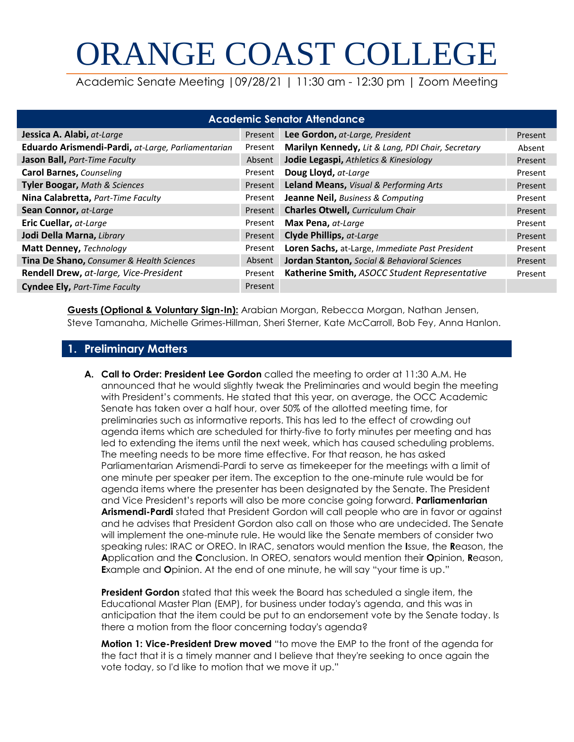# ORANGE COAST COLLEGE

Academic Senate Meeting |09/28/21 | 11:30 am - 12:30 pm | Zoom Meeting

| Academic Senator Attendance | | | |
|---|---|---|---|
| **Jessica A. Alabi,** *at-Large* | Present | **Lee Gordon,** *at-Large, President* | Present |
| **Eduardo Arismendi-Pardi,** *at-Large, Parliamentarian* | Present | **Marilyn Kennedy,** *Lit & Lang, PDI Chair, Secretary* | Absent |
| **Jason Ball,** *Part-Time Faculty* | Absent | **Jodie Legaspi,** *Athletics & Kinesiology* | Present |
| **Carol Barnes,** *Counseling* | Present | **Doug Lloyd,** *at-Large* | Present |
| **Tyler Boogar,** *Math & Sciences* | Present | **Leland Means,** *Visual & Performing Arts* | Present |
| **Nina Calabretta,** *Part-Time Faculty* | Present | **Jeanne Neil,** *Business & Computing* | Present |
| **Sean Connor,** *at-Large* | Present | **Charles Otwell,** *Curriculum Chair* | Present |
| **Eric Cuellar,** *at-Large* | Present | **Max Pena,** *at-Large* | Present |
| **Jodi Della Marna,** *Library* | Present | **Clyde Phillips,** *at-Large* | Present |
| **Matt Denney,** *Technology* | Present | **Loren Sachs,** at-Large, *Immediate Past President* | Present |
| **Tina De Shano,** *Consumer & Health Sciences* | Absent | **Jordan Stanton,** *Social & Behavioral Sciences* | Present |
| **Rendell Drew,** *at-large, Vice-President* | Present | **Katherine Smith,** *ASOCC Student Representative* | Present |
| **Cyndee Ely,** *Part-Time Faculty* | Present | | |

**Guests (Optional & Voluntary Sign-In):** Arabian Morgan, Rebecca Morgan, Nathan Jensen, Steve Tamanaha, Michelle Grimes-Hillman, Sheri Sterner, Kate McCarroll, Bob Fey, Anna Hanlon.

## 1. Preliminary Matters

**A. Call to Order: President Lee Gordon** called the meeting to order at 11:30 A.M. He announced that he would slightly tweak the Preliminaries and would begin the meeting with President's comments. He stated that this year, on average, the OCC Academic Senate has taken over a half hour, over 50% of the allotted meeting time, for preliminaries such as informative reports. This has led to the effect of crowding out agenda items which are scheduled for thirty-five to forty minutes per meeting and has led to extending the items until the next week, which has caused scheduling problems. The meeting needs to be more time effective. For that reason, he has asked Parliamentarian Arismendi-Pardi to serve as timekeeper for the meetings with a limit of one minute per speaker per item. The exception to the one-minute rule would be for agenda items where the presenter has been designated by the Senate. The President and Vice President's reports will also be more concise going forward. **Parliamentarian Arismendi-Pardi** stated that President Gordon will call people who are in favor or against and he advises that President Gordon also call on those who are undecided. The Senate will implement the one-minute rule. He would like the Senate members of consider two speaking rules: IRAC or OREO. In IRAC, senators would mention the **I**ssue, the **R**eason, the **A**pplication and the **C**onclusion. In OREO, senators would mention their **O**pinion, **R**eason, **E**xample and **O**pinion. At the end of one minute, he will say "your time is up."

**President Gordon** stated that this week the Board has scheduled a single item, the Educational Master Plan (EMP), for business under today's agenda, and this was in anticipation that the item could be put to an endorsement vote by the Senate today. Is there a motion from the floor concerning today's agenda?

**Motion 1: Vice-President Drew moved** "to move the EMP to the front of the agenda for the fact that it is a timely manner and I believe that they're seeking to once again the vote today, so I'd like to motion that we move it up."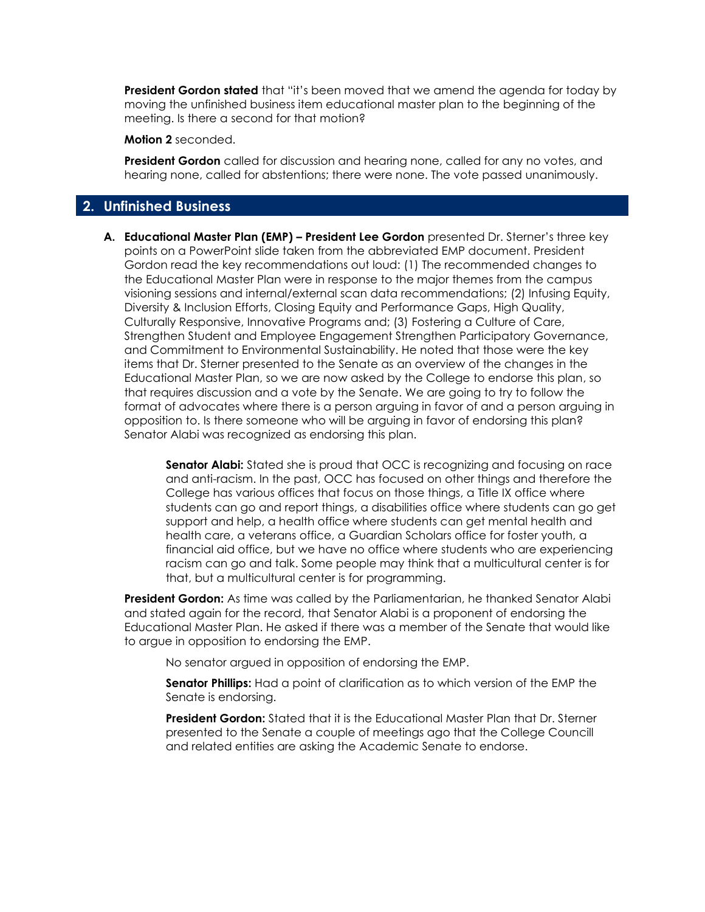**President Gordon stated** that "it's been moved that we amend the agenda for today by moving the unfinished business item educational master plan to the beginning of the meeting. Is there a second for that motion?

**Motion 2** seconded.

**President Gordon** called for discussion and hearing none, called for any no votes, and hearing none, called for abstentions; there were none. The vote passed unanimously.

## 2. Unfinished Business

**A. Educational Master Plan (EMP) – President Lee Gordon** presented Dr. Sterner's three key points on a PowerPoint slide taken from the abbreviated EMP document. President Gordon read the key recommendations out loud: (1) The recommended changes to the Educational Master Plan were in response to the major themes from the campus visioning sessions and internal/external scan data recommendations; (2) Infusing Equity, Diversity & Inclusion Efforts, Closing Equity and Performance Gaps, High Quality, Culturally Responsive, Innovative Programs and; (3) Fostering a Culture of Care, Strengthen Student and Employee Engagement Strengthen Participatory Governance, and Commitment to Environmental Sustainability. He noted that those were the key items that Dr. Sterner presented to the Senate as an overview of the changes in the Educational Master Plan, so we are now asked by the College to endorse this plan, so that requires discussion and a vote by the Senate. We are going to try to follow the format of advocates where there is a person arguing in favor of and a person arguing in opposition to. Is there someone who will be arguing in favor of endorsing this plan? Senator Alabi was recognized as endorsing this plan.

> **Senator Alabi:** Stated she is proud that OCC is recognizing and focusing on race and anti-racism. In the past, OCC has focused on other things and therefore the College has various offices that focus on those things, a Title IX office where students can go and report things, a disabilities office where students can go get support and help, a health office where students can get mental health and health care, a veterans office, a Guardian Scholars office for foster youth, a financial aid office, but we have no office where students who are experiencing racism can go and talk. Some people may think that a multicultural center is for that, but a multicultural center is for programming.

**President Gordon:** As time was called by the Parliamentarian, he thanked Senator Alabi and stated again for the record, that Senator Alabi is a proponent of endorsing the Educational Master Plan. He asked if there was a member of the Senate that would like to argue in opposition to endorsing the EMP.

> No senator argued in opposition of endorsing the EMP.
>
> **Senator Phillips:** Had a point of clarification as to which version of the EMP the Senate is endorsing.
>
> **President Gordon:** Stated that it is the Educational Master Plan that Dr. Sterner presented to the Senate a couple of meetings ago that the College Councill and related entities are asking the Academic Senate to endorse.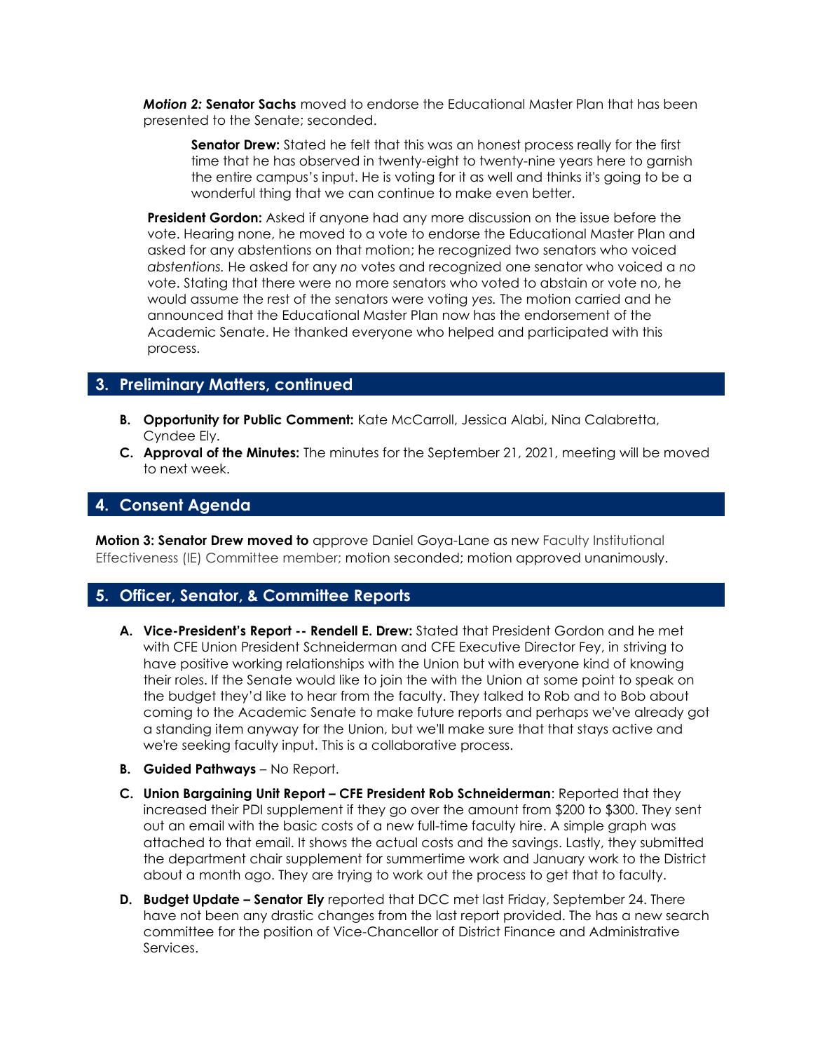***Motion 2:*** **Senator Sachs** moved to endorse the Educational Master Plan that has been presented to the Senate; seconded.

> **Senator Drew:** Stated he felt that this was an honest process really for the first time that he has observed in twenty-eight to twenty-nine years here to garnish the entire campus's input. He is voting for it as well and thinks it's going to be a wonderful thing that we can continue to make even better.

**President Gordon:** Asked if anyone had any more discussion on the issue before the vote. Hearing none, he moved to a vote to endorse the Educational Master Plan and asked for any abstentions on that motion; he recognized two senators who voiced *abstentions.* He asked for any *no* votes and recognized one senator who voiced a *no* vote. Stating that there were no more senators who voted to abstain or vote no, he would assume the rest of the senators were voting *yes.* The motion carried and he announced that the Educational Master Plan now has the endorsement of the Academic Senate. He thanked everyone who helped and participated with this process.

## 3. Preliminary Matters, continued

- **B. Opportunity for Public Comment:** Kate McCarroll, Jessica Alabi, Nina Calabretta, Cyndee Ely.
- **C. Approval of the Minutes:** The minutes for the September 21, 2021, meeting will be moved to next week.

## 4. Consent Agenda

**Motion 3: Senator Drew moved to** approve Daniel Goya-Lane as new Faculty Institutional Effectiveness (IE) Committee member; motion seconded; motion approved unanimously.

## 5. Officer, Senator, & Committee Reports

- **A. Vice-President's Report -- Rendell E. Drew:** Stated that President Gordon and he met with CFE Union President Schneiderman and CFE Executive Director Fey, in striving to have positive working relationships with the Union but with everyone kind of knowing their roles. If the Senate would like to join the with the Union at some point to speak on the budget they'd like to hear from the faculty. They talked to Rob and to Bob about coming to the Academic Senate to make future reports and perhaps we've already got a standing item anyway for the Union, but we'll make sure that that stays active and we're seeking faculty input. This is a collaborative process.
- **B. Guided Pathways** – No Report.
- **C. Union Bargaining Unit Report – CFE President Rob Schneiderman**: Reported that they increased their PDI supplement if they go over the amount from $200 to $300. They sent out an email with the basic costs of a new full-time faculty hire. A simple graph was attached to that email. It shows the actual costs and the savings. Lastly, they submitted the department chair supplement for summertime work and January work to the District about a month ago. They are trying to work out the process to get that to faculty.
- **D. Budget Update – Senator Ely** reported that DCC met last Friday, September 24. There have not been any drastic changes from the last report provided. The has a new search committee for the position of Vice-Chancellor of District Finance and Administrative Services.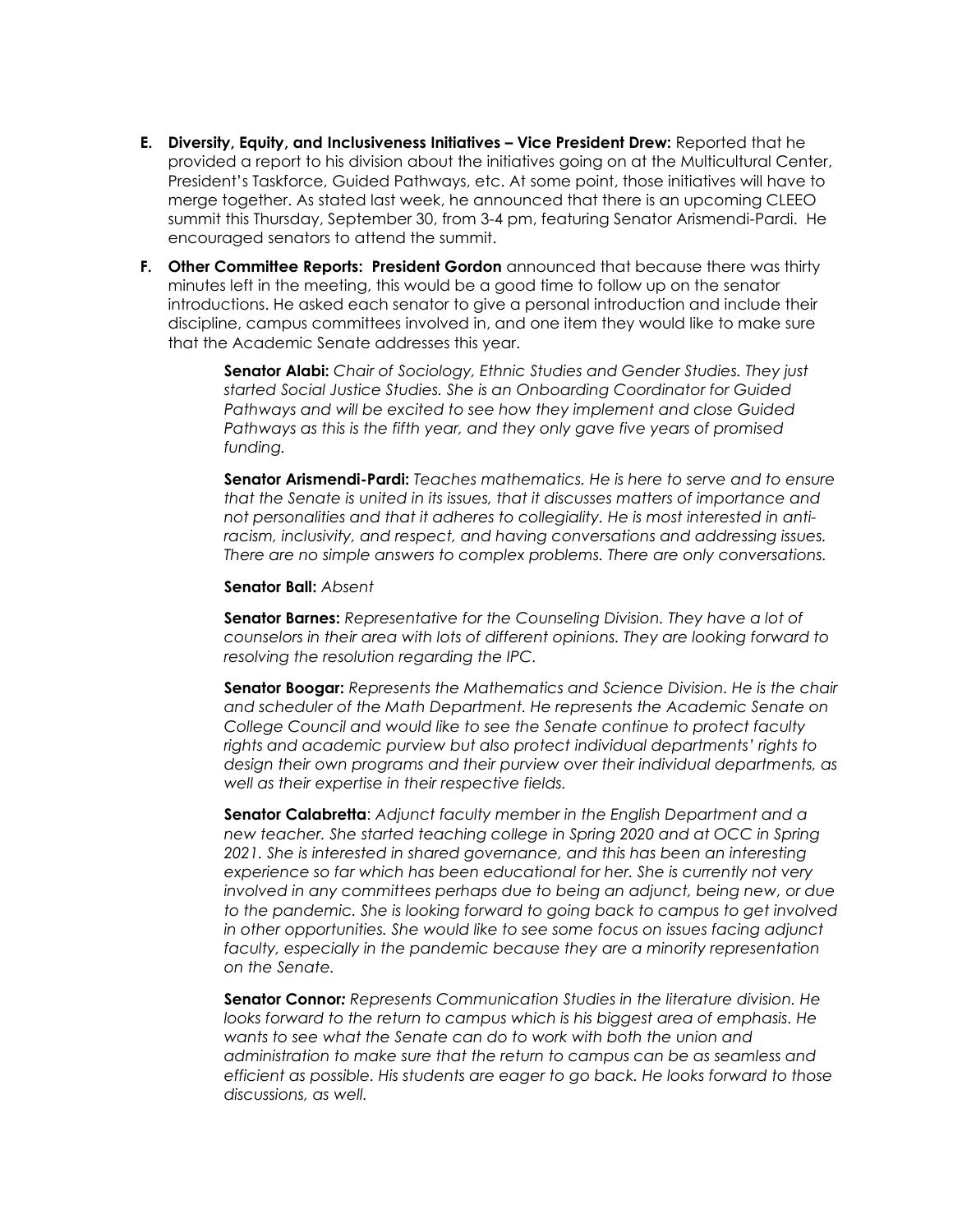**E. Diversity, Equity, and Inclusiveness Initiatives – Vice President Drew:** Reported that he provided a report to his division about the initiatives going on at the Multicultural Center, President's Taskforce, Guided Pathways, etc. At some point, those initiatives will have to merge together. As stated last week, he announced that there is an upcoming CLEEO summit this Thursday, September 30, from 3-4 pm, featuring Senator Arismendi-Pardi. He encouraged senators to attend the summit.

**F. Other Committee Reports: President Gordon** announced that because there was thirty minutes left in the meeting, this would be a good time to follow up on the senator introductions. He asked each senator to give a personal introduction and include their discipline, campus committees involved in, and one item they would like to make sure that the Academic Senate addresses this year.

**Senator Alabi:** *Chair of Sociology, Ethnic Studies and Gender Studies. They just started Social Justice Studies. She is an Onboarding Coordinator for Guided Pathways and will be excited to see how they implement and close Guided Pathways as this is the fifth year, and they only gave five years of promised funding.*

**Senator Arismendi-Pardi:** *Teaches mathematics. He is here to serve and to ensure that the Senate is united in its issues, that it discusses matters of importance and not personalities and that it adheres to collegiality. He is most interested in anti-racism, inclusivity, and respect, and having conversations and addressing issues. There are no simple answers to complex problems. There are only conversations.*

**Senator Ball:** *Absent*

**Senator Barnes:** *Representative for the Counseling Division. They have a lot of counselors in their area with lots of different opinions. They are looking forward to resolving the resolution regarding the IPC.*

**Senator Boogar:** *Represents the Mathematics and Science Division. He is the chair and scheduler of the Math Department. He represents the Academic Senate on College Council and would like to see the Senate continue to protect faculty rights and academic purview but also protect individual departments' rights to design their own programs and their purview over their individual departments, as well as their expertise in their respective fields.*

**Senator Calabretta**: *Adjunct faculty member in the English Department and a new teacher. She started teaching college in Spring 2020 and at OCC in Spring 2021. She is interested in shared governance, and this has been an interesting experience so far which has been educational for her. She is currently not very involved in any committees perhaps due to being an adjunct, being new, or due to the pandemic. She is looking forward to going back to campus to get involved in other opportunities. She would like to see some focus on issues facing adjunct faculty, especially in the pandemic because they are a minority representation on the Senate.*

**Senator Connor:** *Represents Communication Studies in the literature division. He looks forward to the return to campus which is his biggest area of emphasis. He wants to see what the Senate can do to work with both the union and administration to make sure that the return to campus can be as seamless and efficient as possible. His students are eager to go back. He looks forward to those discussions, as well.*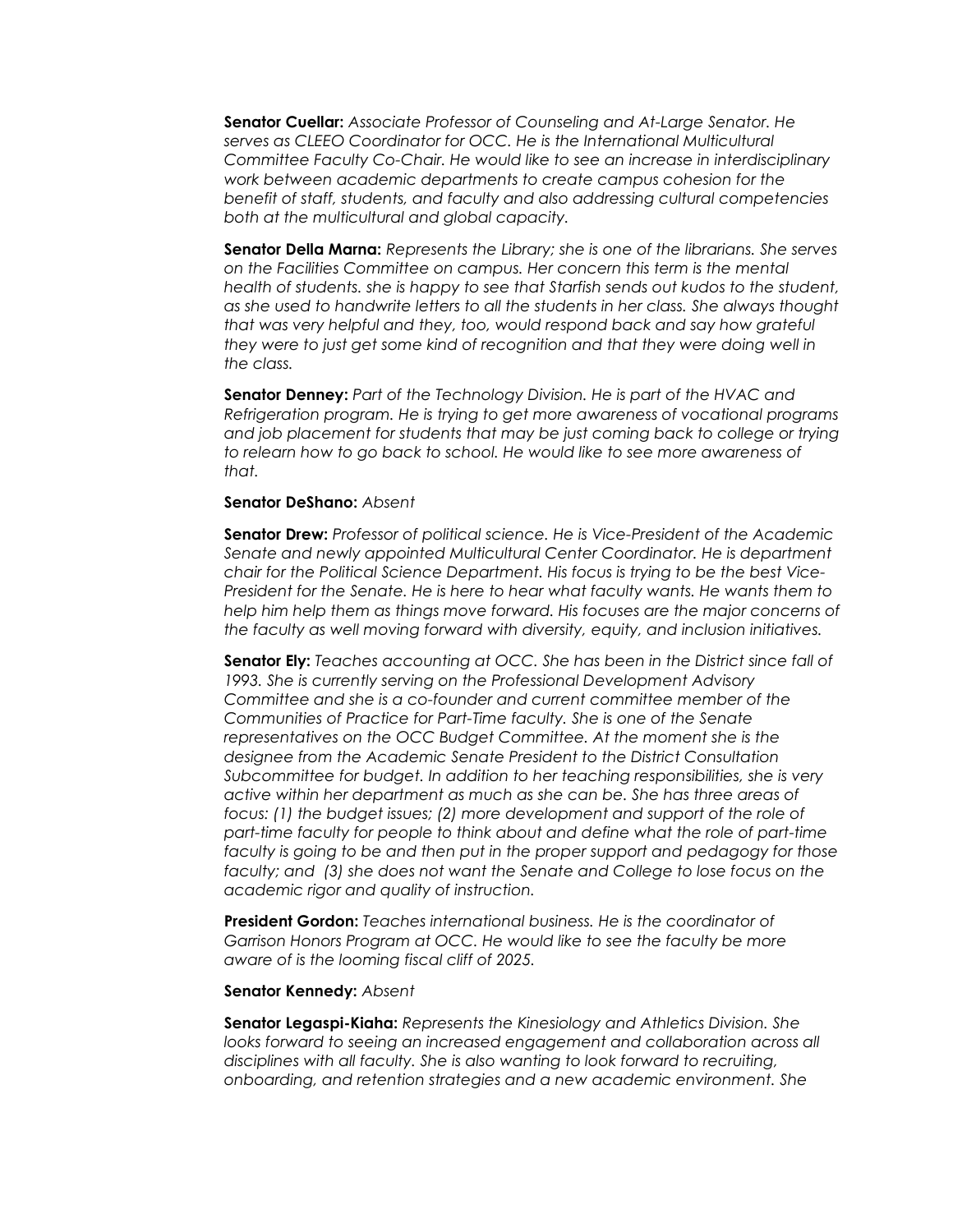**Senator Cuellar:** *Associate Professor of Counseling and At-Large Senator. He serves as CLEEO Coordinator for OCC. He is the International Multicultural Committee Faculty Co-Chair. He would like to see an increase in interdisciplinary work between academic departments to create campus cohesion for the benefit of staff, students, and faculty and also addressing cultural competencies both at the multicultural and global capacity.*

**Senator Della Marna:** *Represents the Library; she is one of the librarians. She serves on the Facilities Committee on campus. Her concern this term is the mental health of students. she is happy to see that Starfish sends out kudos to the student, as she used to handwrite letters to all the students in her class. She always thought that was very helpful and they, too, would respond back and say how grateful they were to just get some kind of recognition and that they were doing well in the class.*

**Senator Denney:** *Part of the Technology Division. He is part of the HVAC and Refrigeration program. He is trying to get more awareness of vocational programs and job placement for students that may be just coming back to college or trying to relearn how to go back to school. He would like to see more awareness of that.*

**Senator DeShano:** *Absent*

**Senator Drew:** *Professor of political science. He is Vice-President of the Academic Senate and newly appointed Multicultural Center Coordinator. He is department chair for the Political Science Department. His focus is trying to be the best Vice-President for the Senate. He is here to hear what faculty wants. He wants them to help him help them as things move forward. His focuses are the major concerns of the faculty as well moving forward with diversity, equity, and inclusion initiatives.*

**Senator Ely:** *Teaches accounting at OCC. She has been in the District since fall of 1993. She is currently serving on the Professional Development Advisory Committee and she is a co-founder and current committee member of the Communities of Practice for Part-Time faculty. She is one of the Senate representatives on the OCC Budget Committee. At the moment she is the designee from the Academic Senate President to the District Consultation Subcommittee for budget. In addition to her teaching responsibilities, she is very active within her department as much as she can be. She has three areas of focus: (1) the budget issues; (2) more development and support of the role of part-time faculty for people to think about and define what the role of part-time faculty is going to be and then put in the proper support and pedagogy for those faculty; and (3) she does not want the Senate and College to lose focus on the academic rigor and quality of instruction.*

**President Gordon:** *Teaches international business. He is the coordinator of Garrison Honors Program at OCC. He would like to see the faculty be more aware of is the looming fiscal cliff of 2025.*

**Senator Kennedy:** *Absent*

**Senator Legaspi-Kiaha:** *Represents the Kinesiology and Athletics Division. She looks forward to seeing an increased engagement and collaboration across all disciplines with all faculty. She is also wanting to look forward to recruiting, onboarding, and retention strategies and a new academic environment. She*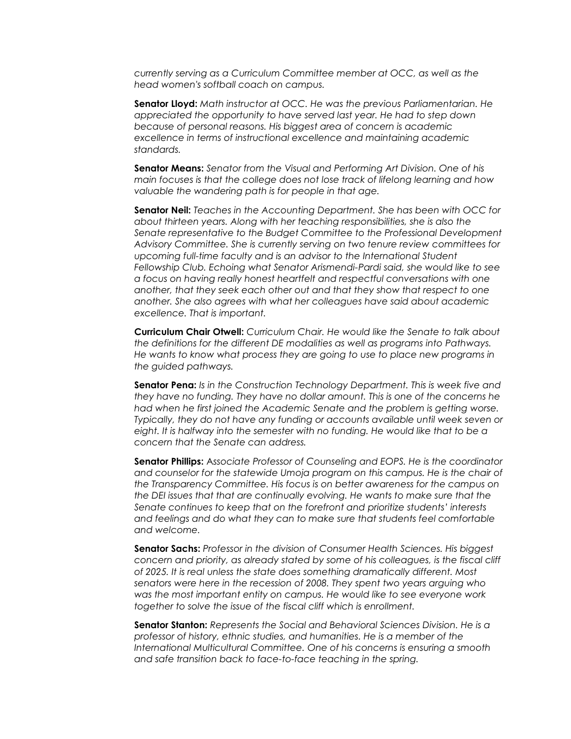*currently serving as a Curriculum Committee member at OCC, as well as the head women's softball coach on campus.*

**Senator Lloyd:** *Math instructor at OCC. He was the previous Parliamentarian. He appreciated the opportunity to have served last year. He had to step down because of personal reasons. His biggest area of concern is academic excellence in terms of instructional excellence and maintaining academic standards.*

**Senator Means:** *Senator from the Visual and Performing Art Division. One of his main focuses is that the college does not lose track of lifelong learning and how valuable the wandering path is for people in that age.*

**Senator Neil:** *Teaches in the Accounting Department. She has been with OCC for about thirteen years. Along with her teaching responsibilities, she is also the Senate representative to the Budget Committee to the Professional Development Advisory Committee. She is currently serving on two tenure review committees for upcoming full-time faculty and is an advisor to the International Student Fellowship Club. Echoing what Senator Arismendi-Pardi said, she would like to see a focus on having really honest heartfelt and respectful conversations with one another, that they seek each other out and that they show that respect to one another. She also agrees with what her colleagues have said about academic excellence. That is important.*

**Curriculum Chair Otwell:** *Curriculum Chair. He would like the Senate to talk about the definitions for the different DE modalities as well as programs into Pathways. He wants to know what process they are going to use to place new programs in the guided pathways.*

**Senator Pena:** *Is in the Construction Technology Department. This is week five and they have no funding. They have no dollar amount. This is one of the concerns he had when he first joined the Academic Senate and the problem is getting worse. Typically, they do not have any funding or accounts available until week seven or eight. It is halfway into the semester with no funding. He would like that to be a concern that the Senate can address.*

**Senator Phillips:** *Associate Professor of Counseling and EOPS. He is the coordinator and counselor for the statewide Umoja program on this campus. He is the chair of the Transparency Committee. His focus is on better awareness for the campus on the DEI issues that that are continually evolving. He wants to make sure that the Senate continues to keep that on the forefront and prioritize students' interests and feelings and do what they can to make sure that students feel comfortable and welcome.*

**Senator Sachs:** *Professor in the division of Consumer Health Sciences. His biggest concern and priority, as already stated by some of his colleagues, is the fiscal cliff of 2025. It is real unless the state does something dramatically different. Most senators were here in the recession of 2008. They spent two years arguing who was the most important entity on campus. He would like to see everyone work together to solve the issue of the fiscal cliff which is enrollment.*

**Senator Stanton:** *Represents the Social and Behavioral Sciences Division. He is a professor of history, ethnic studies, and humanities. He is a member of the International Multicultural Committee. One of his concerns is ensuring a smooth and safe transition back to face-to-face teaching in the spring.*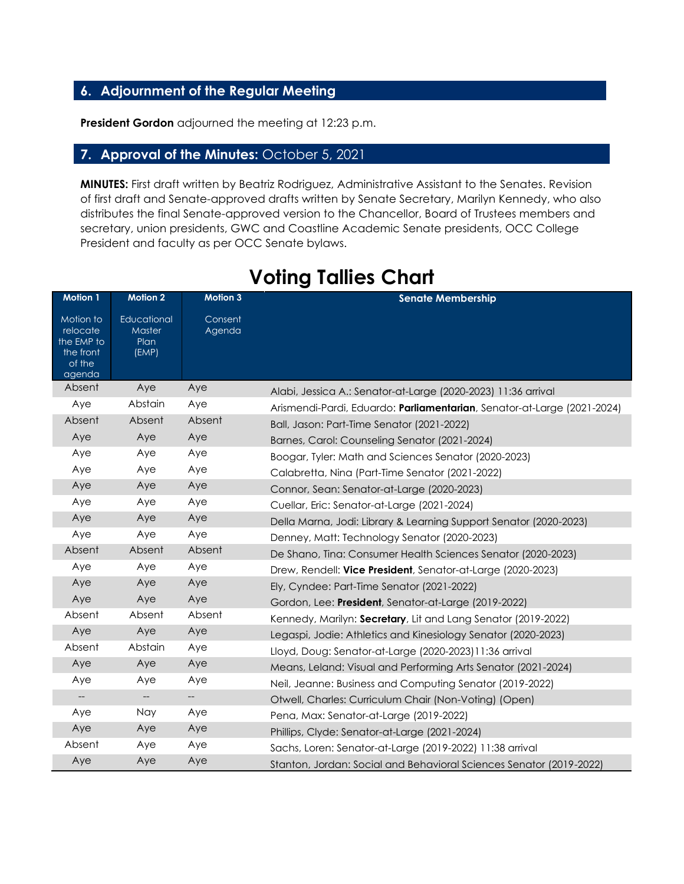## 6. Adjournment of the Regular Meeting

**President Gordon** adjourned the meeting at 12:23 p.m.

## 7. Approval of the Minutes: October 5, 2021

**MINUTES:** First draft written by Beatriz Rodriguez, Administrative Assistant to the Senates. Revision of first draft and Senate-approved drafts written by Senate Secretary, Marilyn Kennedy, who also distributes the final Senate-approved version to the Chancellor, Board of Trustees members and secretary, union presidents, GWC and Coastline Academic Senate presidents, OCC College President and faculty as per OCC Senate bylaws.

# Voting Tallies Chart

| Motion 1<br>Motion to relocate the EMP to the front of the agenda | Motion 2<br>Educational Master Plan (EMP) | Motion 3<br>Consent Agenda | Senate Membership |
|---|---|---|---|
| Absent | Aye | Aye | Alabi, Jessica A.: Senator-at-Large (2020-2023) 11:36 arrival |
| Aye | Abstain | Aye | Arismendi-Pardi, Eduardo: **Parliamentarian**, Senator-at-Large (2021-2024) |
| Absent | Absent | Absent | Ball, Jason: Part-Time Senator (2021-2022) |
| Aye | Aye | Aye | Barnes, Carol: Counseling Senator (2021-2024) |
| Aye | Aye | Aye | Boogar, Tyler: Math and Sciences Senator (2020-2023) |
| Aye | Aye | Aye | Calabretta, Nina (Part-Time Senator (2021-2022) |
| Aye | Aye | Aye | Connor, Sean: Senator-at-Large (2020-2023) |
| Aye | Aye | Aye | Cuellar, Eric: Senator-at-Large (2021-2024) |
| Aye | Aye | Aye | Della Marna, Jodi: Library & Learning Support Senator (2020-2023) |
| Aye | Aye | Aye | Denney, Matt: Technology Senator (2020-2023) |
| Absent | Absent | Absent | De Shano, Tina: Consumer Health Sciences Senator (2020-2023) |
| Aye | Aye | Aye | Drew, Rendell: **Vice President**, Senator-at-Large (2020-2023) |
| Aye | Aye | Aye | Ely, Cyndee: Part-Time Senator (2021-2022) |
| Aye | Aye | Aye | Gordon, Lee: **President**, Senator-at-Large (2019-2022) |
| Absent | Absent | Absent | Kennedy, Marilyn: **Secretary**, Lit and Lang Senator (2019-2022) |
| Aye | Aye | Aye | Legaspi, Jodie: Athletics and Kinesiology Senator (2020-2023) |
| Absent | Abstain | Aye | Lloyd, Doug: Senator-at-Large (2020-2023)11:36 arrival |
| Aye | Aye | Aye | Means, Leland: Visual and Performing Arts Senator (2021-2024) |
| Aye | Aye | Aye | Neil, Jeanne: Business and Computing Senator (2019-2022) |
| -- | -- | -- | Otwell, Charles: Curriculum Chair (Non-Voting) (Open) |
| Aye | Nay | Aye | Pena, Max: Senator-at-Large (2019-2022) |
| Aye | Aye | Aye | Phillips, Clyde: Senator-at-Large (2021-2024) |
| Absent | Aye | Aye | Sachs, Loren: Senator-at-Large (2019-2022) 11:38 arrival |
| Aye | Aye | Aye | Stanton, Jordan: Social and Behavioral Sciences Senator (2019-2022) |